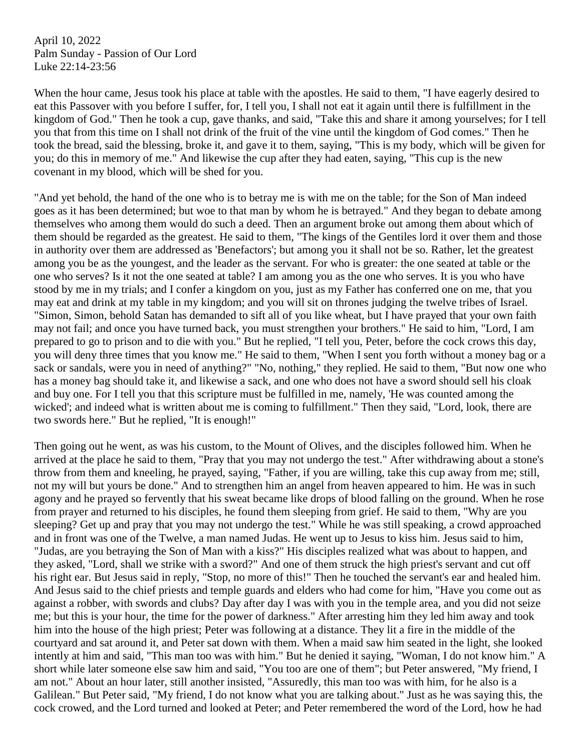April 10, 2022
Palm Sunday - Passion of Our Lord
Luke 22:14-23:56

When the hour came, Jesus took his place at table with the apostles. He said to them, "I have eagerly desired to eat this Passover with you before I suffer, for, I tell you, I shall not eat it again until there is fulfillment in the kingdom of God." Then he took a cup, gave thanks, and said, "Take this and share it among yourselves; for I tell you that from this time on I shall not drink of the fruit of the vine until the kingdom of God comes." Then he took the bread, said the blessing, broke it, and gave it to them, saying, "This is my body, which will be given for you; do this in memory of me." And likewise the cup after they had eaten, saying, "This cup is the new covenant in my blood, which will be shed for you.

"And yet behold, the hand of the one who is to betray me is with me on the table; for the Son of Man indeed goes as it has been determined; but woe to that man by whom he is betrayed." And they began to debate among themselves who among them would do such a deed. Then an argument broke out among them about which of them should be regarded as the greatest. He said to them, "The kings of the Gentiles lord it over them and those in authority over them are addressed as 'Benefactors'; but among you it shall not be so. Rather, let the greatest among you be as the youngest, and the leader as the servant. For who is greater: the one seated at table or the one who serves? Is it not the one seated at table? I am among you as the one who serves. It is you who have stood by me in my trials; and I confer a kingdom on you, just as my Father has conferred one on me, that you may eat and drink at my table in my kingdom; and you will sit on thrones judging the twelve tribes of Israel. "Simon, Simon, behold Satan has demanded to sift all of you like wheat, but I have prayed that your own faith may not fail; and once you have turned back, you must strengthen your brothers." He said to him, "Lord, I am prepared to go to prison and to die with you." But he replied, "I tell you, Peter, before the cock crows this day, you will deny three times that you know me." He said to them, "When I sent you forth without a money bag or a sack or sandals, were you in need of anything?" "No, nothing," they replied. He said to them, "But now one who has a money bag should take it, and likewise a sack, and one who does not have a sword should sell his cloak and buy one. For I tell you that this scripture must be fulfilled in me, namely, 'He was counted among the wicked'; and indeed what is written about me is coming to fulfillment." Then they said, "Lord, look, there are two swords here." But he replied, "It is enough!"

Then going out he went, as was his custom, to the Mount of Olives, and the disciples followed him. When he arrived at the place he said to them, "Pray that you may not undergo the test." After withdrawing about a stone's throw from them and kneeling, he prayed, saying, "Father, if you are willing, take this cup away from me; still, not my will but yours be done." And to strengthen him an angel from heaven appeared to him. He was in such agony and he prayed so fervently that his sweat became like drops of blood falling on the ground. When he rose from prayer and returned to his disciples, he found them sleeping from grief. He said to them, "Why are you sleeping? Get up and pray that you may not undergo the test." While he was still speaking, a crowd approached and in front was one of the Twelve, a man named Judas. He went up to Jesus to kiss him. Jesus said to him, "Judas, are you betraying the Son of Man with a kiss?" His disciples realized what was about to happen, and they asked, "Lord, shall we strike with a sword?" And one of them struck the high priest's servant and cut off his right ear. But Jesus said in reply, "Stop, no more of this!" Then he touched the servant's ear and healed him. And Jesus said to the chief priests and temple guards and elders who had come for him, "Have you come out as against a robber, with swords and clubs? Day after day I was with you in the temple area, and you did not seize me; but this is your hour, the time for the power of darkness." After arresting him they led him away and took him into the house of the high priest; Peter was following at a distance. They lit a fire in the middle of the courtyard and sat around it, and Peter sat down with them. When a maid saw him seated in the light, she looked intently at him and said, "This man too was with him." But he denied it saying, "Woman, I do not know him." A short while later someone else saw him and said, "You too are one of them"; but Peter answered, "My friend, I am not." About an hour later, still another insisted, "Assuredly, this man too was with him, for he also is a Galilean." But Peter said, "My friend, I do not know what you are talking about." Just as he was saying this, the cock crowed, and the Lord turned and looked at Peter; and Peter remembered the word of the Lord, how he had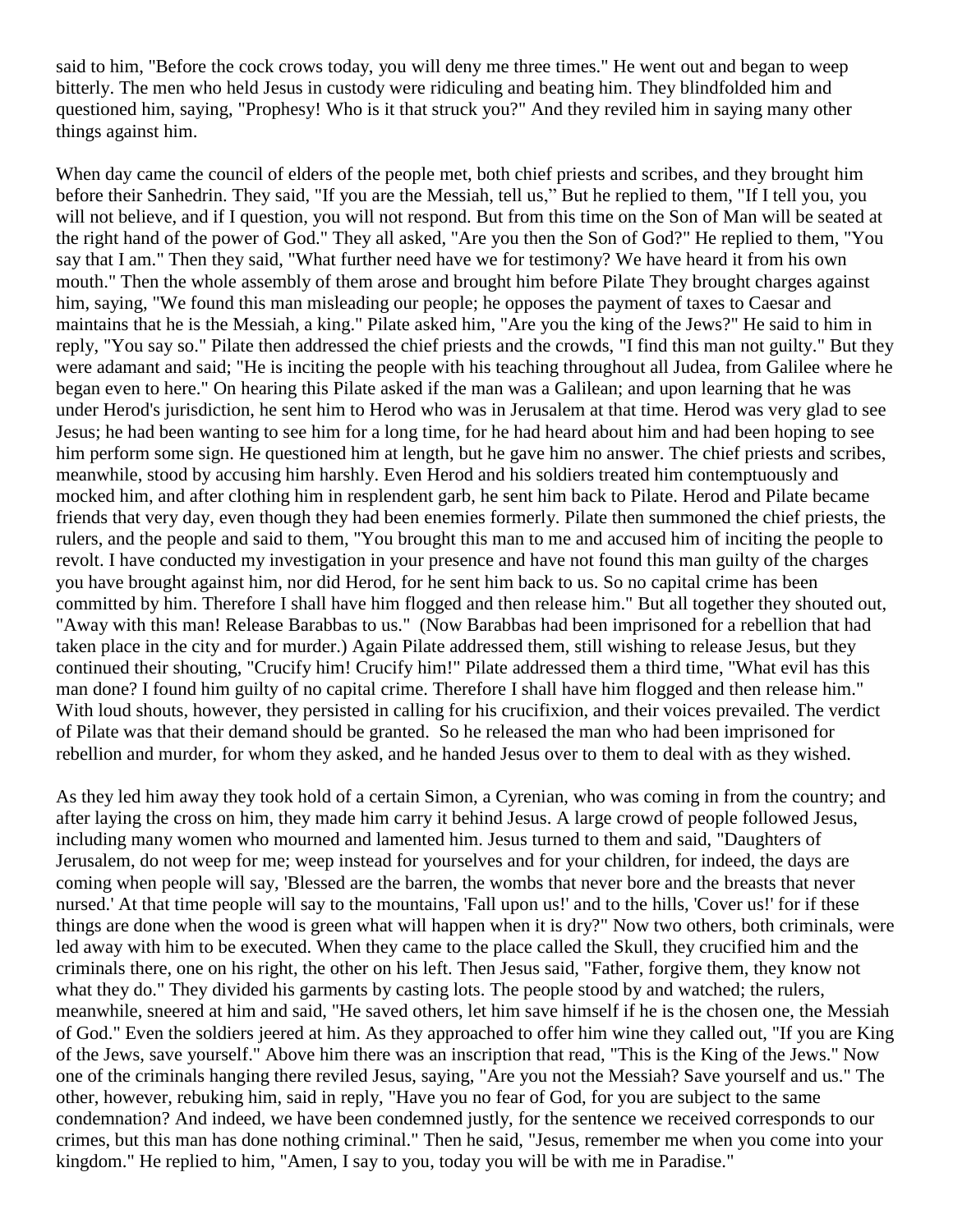said to him, "Before the cock crows today, you will deny me three times." He went out and began to weep bitterly. The men who held Jesus in custody were ridiculing and beating him. They blindfolded him and questioned him, saying, "Prophesy! Who is it that struck you?" And they reviled him in saying many other things against him.

When day came the council of elders of the people met, both chief priests and scribes, and they brought him before their Sanhedrin. They said, "If you are the Messiah, tell us," But he replied to them, "If I tell you, you will not believe, and if I question, you will not respond. But from this time on the Son of Man will be seated at the right hand of the power of God." They all asked, "Are you then the Son of God?" He replied to them, "You say that I am." Then they said, "What further need have we for testimony? We have heard it from his own mouth." Then the whole assembly of them arose and brought him before Pilate They brought charges against him, saying, "We found this man misleading our people; he opposes the payment of taxes to Caesar and maintains that he is the Messiah, a king." Pilate asked him, "Are you the king of the Jews?" He said to him in reply, "You say so." Pilate then addressed the chief priests and the crowds, "I find this man not guilty." But they were adamant and said; "He is inciting the people with his teaching throughout all Judea, from Galilee where he began even to here." On hearing this Pilate asked if the man was a Galilean; and upon learning that he was under Herod's jurisdiction, he sent him to Herod who was in Jerusalem at that time. Herod was very glad to see Jesus; he had been wanting to see him for a long time, for he had heard about him and had been hoping to see him perform some sign. He questioned him at length, but he gave him no answer. The chief priests and scribes, meanwhile, stood by accusing him harshly. Even Herod and his soldiers treated him contemptuously and mocked him, and after clothing him in resplendent garb, he sent him back to Pilate. Herod and Pilate became friends that very day, even though they had been enemies formerly. Pilate then summoned the chief priests, the rulers, and the people and said to them, "You brought this man to me and accused him of inciting the people to revolt. I have conducted my investigation in your presence and have not found this man guilty of the charges you have brought against him, nor did Herod, for he sent him back to us. So no capital crime has been committed by him. Therefore I shall have him flogged and then release him." But all together they shouted out, "Away with this man! Release Barabbas to us." (Now Barabbas had been imprisoned for a rebellion that had taken place in the city and for murder.) Again Pilate addressed them, still wishing to release Jesus, but they continued their shouting, "Crucify him! Crucify him!" Pilate addressed them a third time, "What evil has this man done? I found him guilty of no capital crime. Therefore I shall have him flogged and then release him." With loud shouts, however, they persisted in calling for his crucifixion, and their voices prevailed. The verdict of Pilate was that their demand should be granted. So he released the man who had been imprisoned for rebellion and murder, for whom they asked, and he handed Jesus over to them to deal with as they wished.

As they led him away they took hold of a certain Simon, a Cyrenian, who was coming in from the country; and after laying the cross on him, they made him carry it behind Jesus. A large crowd of people followed Jesus, including many women who mourned and lamented him. Jesus turned to them and said, "Daughters of Jerusalem, do not weep for me; weep instead for yourselves and for your children, for indeed, the days are coming when people will say, 'Blessed are the barren, the wombs that never bore and the breasts that never nursed.' At that time people will say to the mountains, 'Fall upon us!' and to the hills, 'Cover us!' for if these things are done when the wood is green what will happen when it is dry?" Now two others, both criminals, were led away with him to be executed. When they came to the place called the Skull, they crucified him and the criminals there, one on his right, the other on his left. Then Jesus said, "Father, forgive them, they know not what they do." They divided his garments by casting lots. The people stood by and watched; the rulers, meanwhile, sneered at him and said, "He saved others, let him save himself if he is the chosen one, the Messiah of God." Even the soldiers jeered at him. As they approached to offer him wine they called out, "If you are King of the Jews, save yourself." Above him there was an inscription that read, "This is the King of the Jews." Now one of the criminals hanging there reviled Jesus, saying, "Are you not the Messiah? Save yourself and us." The other, however, rebuking him, said in reply, "Have you no fear of God, for you are subject to the same condemnation? And indeed, we have been condemned justly, for the sentence we received corresponds to our crimes, but this man has done nothing criminal." Then he said, "Jesus, remember me when you come into your kingdom." He replied to him, "Amen, I say to you, today you will be with me in Paradise."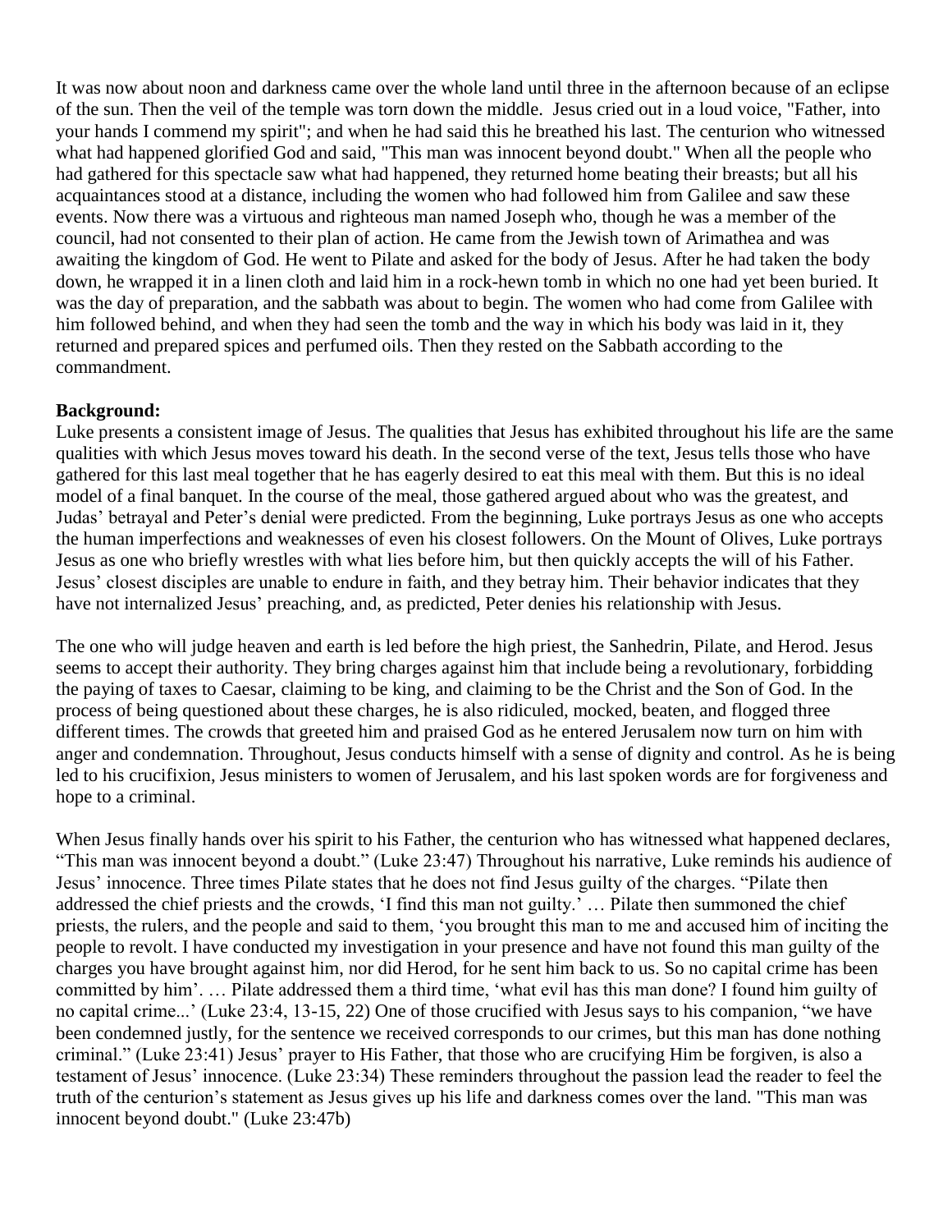It was now about noon and darkness came over the whole land until three in the afternoon because of an eclipse of the sun. Then the veil of the temple was torn down the middle. Jesus cried out in a loud voice, "Father, into your hands I commend my spirit"; and when he had said this he breathed his last. The centurion who witnessed what had happened glorified God and said, "This man was innocent beyond doubt." When all the people who had gathered for this spectacle saw what had happened, they returned home beating their breasts; but all his acquaintances stood at a distance, including the women who had followed him from Galilee and saw these events. Now there was a virtuous and righteous man named Joseph who, though he was a member of the council, had not consented to their plan of action. He came from the Jewish town of Arimathea and was awaiting the kingdom of God. He went to Pilate and asked for the body of Jesus. After he had taken the body down, he wrapped it in a linen cloth and laid him in a rock-hewn tomb in which no one had yet been buried. It was the day of preparation, and the sabbath was about to begin. The women who had come from Galilee with him followed behind, and when they had seen the tomb and the way in which his body was laid in it, they returned and prepared spices and perfumed oils. Then they rested on the Sabbath according to the commandment.

**Background:**

Luke presents a consistent image of Jesus. The qualities that Jesus has exhibited throughout his life are the same qualities with which Jesus moves toward his death. In the second verse of the text, Jesus tells those who have gathered for this last meal together that he has eagerly desired to eat this meal with them. But this is no ideal model of a final banquet. In the course of the meal, those gathered argued about who was the greatest, and Judas' betrayal and Peter's denial were predicted. From the beginning, Luke portrays Jesus as one who accepts the human imperfections and weaknesses of even his closest followers. On the Mount of Olives, Luke portrays Jesus as one who briefly wrestles with what lies before him, but then quickly accepts the will of his Father. Jesus' closest disciples are unable to endure in faith, and they betray him. Their behavior indicates that they have not internalized Jesus' preaching, and, as predicted, Peter denies his relationship with Jesus.

The one who will judge heaven and earth is led before the high priest, the Sanhedrin, Pilate, and Herod. Jesus seems to accept their authority. They bring charges against him that include being a revolutionary, forbidding the paying of taxes to Caesar, claiming to be king, and claiming to be the Christ and the Son of God. In the process of being questioned about these charges, he is also ridiculed, mocked, beaten, and flogged three different times. The crowds that greeted him and praised God as he entered Jerusalem now turn on him with anger and condemnation. Throughout, Jesus conducts himself with a sense of dignity and control. As he is being led to his crucifixion, Jesus ministers to women of Jerusalem, and his last spoken words are for forgiveness and hope to a criminal.

When Jesus finally hands over his spirit to his Father, the centurion who has witnessed what happened declares, "This man was innocent beyond a doubt." (Luke 23:47) Throughout his narrative, Luke reminds his audience of Jesus' innocence. Three times Pilate states that he does not find Jesus guilty of the charges. "Pilate then addressed the chief priests and the crowds, 'I find this man not guilty.' … Pilate then summoned the chief priests, the rulers, and the people and said to them, 'you brought this man to me and accused him of inciting the people to revolt. I have conducted my investigation in your presence and have not found this man guilty of the charges you have brought against him, nor did Herod, for he sent him back to us. So no capital crime has been committed by him'. … Pilate addressed them a third time, 'what evil has this man done? I found him guilty of no capital crime...' (Luke 23:4, 13-15, 22) One of those crucified with Jesus says to his companion, "we have been condemned justly, for the sentence we received corresponds to our crimes, but this man has done nothing criminal." (Luke 23:41) Jesus' prayer to His Father, that those who are crucifying Him be forgiven, is also a testament of Jesus' innocence. (Luke 23:34) These reminders throughout the passion lead the reader to feel the truth of the centurion's statement as Jesus gives up his life and darkness comes over the land. "This man was innocent beyond doubt." (Luke 23:47b)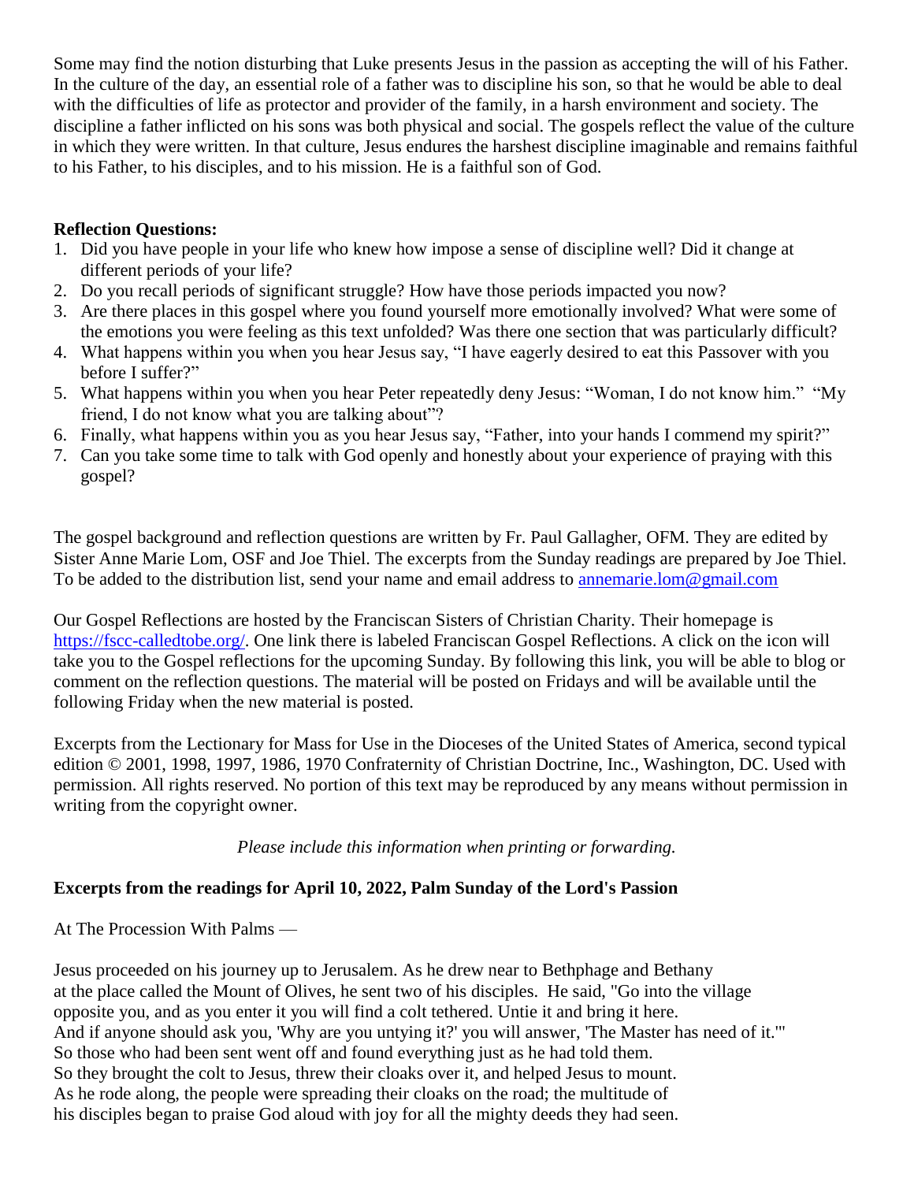Some may find the notion disturbing that Luke presents Jesus in the passion as accepting the will of his Father. In the culture of the day, an essential role of a father was to discipline his son, so that he would be able to deal with the difficulties of life as protector and provider of the family, in a harsh environment and society. The discipline a father inflicted on his sons was both physical and social. The gospels reflect the value of the culture in which they were written. In that culture, Jesus endures the harshest discipline imaginable and remains faithful to his Father, to his disciples, and to his mission. He is a faithful son of God.

**Reflection Questions:**

1. Did you have people in your life who knew how impose a sense of discipline well? Did it change at different periods of your life?
2. Do you recall periods of significant struggle? How have those periods impacted you now?
3. Are there places in this gospel where you found yourself more emotionally involved? What were some of the emotions you were feeling as this text unfolded? Was there one section that was particularly difficult?
4. What happens within you when you hear Jesus say, "I have eagerly desired to eat this Passover with you before I suffer?"
5. What happens within you when you hear Peter repeatedly deny Jesus: "Woman, I do not know him." "My friend, I do not know what you are talking about"?
6. Finally, what happens within you as you hear Jesus say, "Father, into your hands I commend my spirit?"
7. Can you take some time to talk with God openly and honestly about your experience of praying with this gospel?

The gospel background and reflection questions are written by Fr. Paul Gallagher, OFM. They are edited by Sister Anne Marie Lom, OSF and Joe Thiel. The excerpts from the Sunday readings are prepared by Joe Thiel. To be added to the distribution list, send your name and email address to annemarie.lom@gmail.com

Our Gospel Reflections are hosted by the Franciscan Sisters of Christian Charity. Their homepage is https://fscc-calledtobe.org/. One link there is labeled Franciscan Gospel Reflections. A click on the icon will take you to the Gospel reflections for the upcoming Sunday. By following this link, you will be able to blog or comment on the reflection questions. The material will be posted on Fridays and will be available until the following Friday when the new material is posted.

Excerpts from the Lectionary for Mass for Use in the Dioceses of the United States of America, second typical edition © 2001, 1998, 1997, 1986, 1970 Confraternity of Christian Doctrine, Inc., Washington, DC. Used with permission. All rights reserved. No portion of this text may be reproduced by any means without permission in writing from the copyright owner.

*Please include this information when printing or forwarding.*

**Excerpts from the readings for April 10, 2022, Palm Sunday of the Lord's Passion**

At The Procession With Palms —

Jesus proceeded on his journey up to Jerusalem. As he drew near to Bethphage and Bethany at the place called the Mount of Olives, he sent two of his disciples. He said, "Go into the village opposite you, and as you enter it you will find a colt tethered. Untie it and bring it here. And if anyone should ask you, 'Why are you untying it?' you will answer, 'The Master has need of it.'" So those who had been sent went off and found everything just as he had told them. So they brought the colt to Jesus, threw their cloaks over it, and helped Jesus to mount. As he rode along, the people were spreading their cloaks on the road; the multitude of his disciples began to praise God aloud with joy for all the mighty deeds they had seen.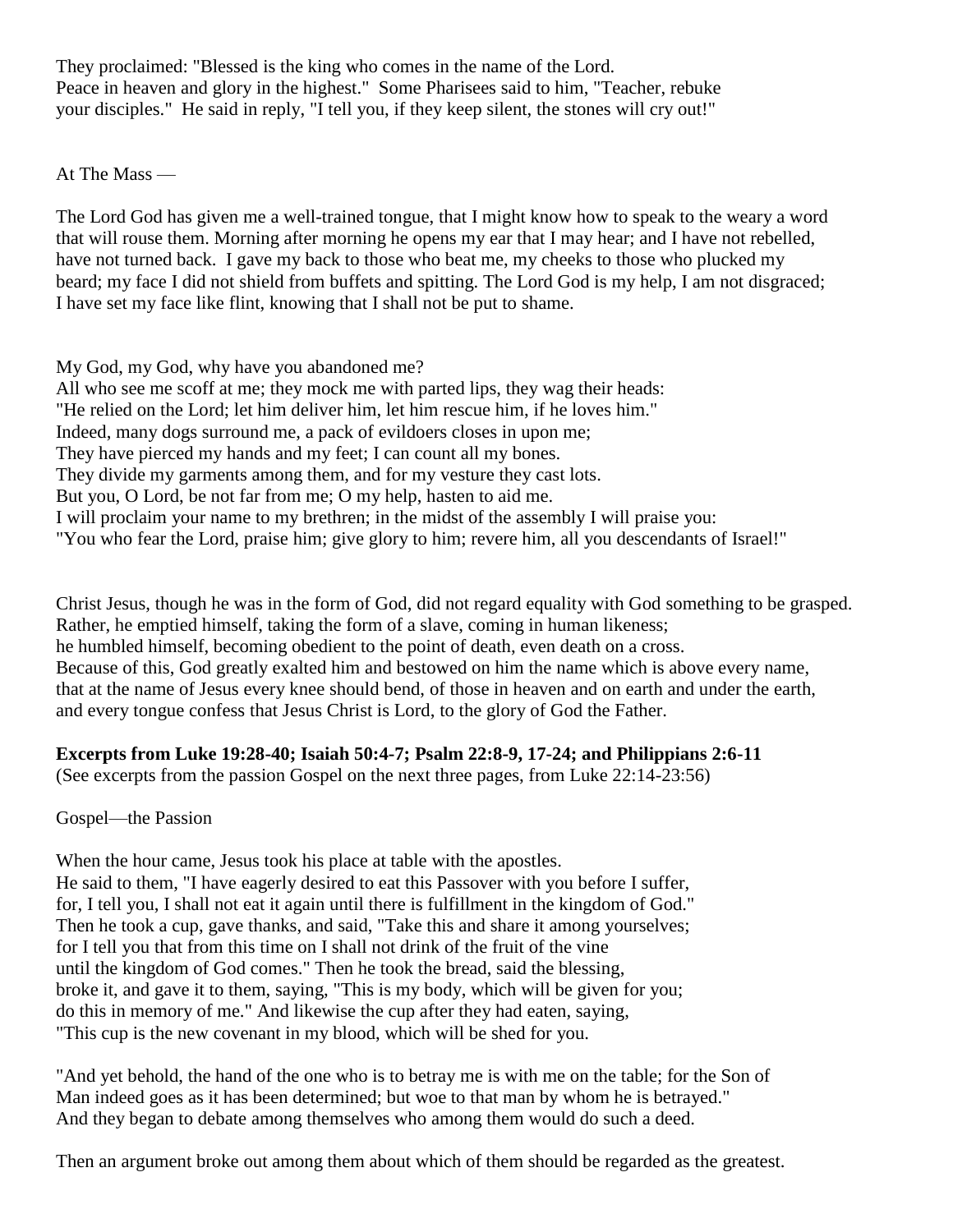They proclaimed: "Blessed is the king who comes in the name of the Lord.
Peace in heaven and glory in the highest." Some Pharisees said to him, "Teacher, rebuke
your disciples." He said in reply, "I tell you, if they keep silent, the stones will cry out!"

At The Mass —

The Lord God has given me a well-trained tongue, that I might know how to speak to the weary a word that will rouse them. Morning after morning he opens my ear that I may hear; and I have not rebelled, have not turned back. I gave my back to those who beat me, my cheeks to those who plucked my beard; my face I did not shield from buffets and spitting. The Lord God is my help, I am not disgraced; I have set my face like flint, knowing that I shall not be put to shame.

My God, my God, why have you abandoned me?
All who see me scoff at me; they mock me with parted lips, they wag their heads:
"He relied on the Lord; let him deliver him, let him rescue him, if he loves him."
Indeed, many dogs surround me, a pack of evildoers closes in upon me;
They have pierced my hands and my feet; I can count all my bones.
They divide my garments among them, and for my vesture they cast lots.
But you, O Lord, be not far from me; O my help, hasten to aid me.
I will proclaim your name to my brethren; in the midst of the assembly I will praise you:
"You who fear the Lord, praise him; give glory to him; revere him, all you descendants of Israel!"

Christ Jesus, though he was in the form of God, did not regard equality with God something to be grasped.
Rather, he emptied himself, taking the form of a slave, coming in human likeness;
he humbled himself, becoming obedient to the point of death, even death on a cross.
Because of this, God greatly exalted him and bestowed on him the name which is above every name,
that at the name of Jesus every knee should bend, of those in heaven and on earth and under the earth,
and every tongue confess that Jesus Christ is Lord, to the glory of God the Father.

**Excerpts from Luke 19:28-40; Isaiah 50:4-7; Psalm 22:8-9, 17-24; and Philippians 2:6-11**
(See excerpts from the passion Gospel on the next three pages, from Luke 22:14-23:56)

Gospel—the Passion

When the hour came, Jesus took his place at table with the apostles.
He said to them, "I have eagerly desired to eat this Passover with you before I suffer,
for, I tell you, I shall not eat it again until there is fulfillment in the kingdom of God."
Then he took a cup, gave thanks, and said, "Take this and share it among yourselves;
for I tell you that from this time on I shall not drink of the fruit of the vine
until the kingdom of God comes." Then he took the bread, said the blessing,
broke it, and gave it to them, saying, "This is my body, which will be given for you;
do this in memory of me." And likewise the cup after they had eaten, saying,
"This cup is the new covenant in my blood, which will be shed for you.

"And yet behold, the hand of the one who is to betray me is with me on the table; for the Son of Man indeed goes as it has been determined; but woe to that man by whom he is betrayed."
And they began to debate among themselves who among them would do such a deed.

Then an argument broke out among them about which of them should be regarded as the greatest.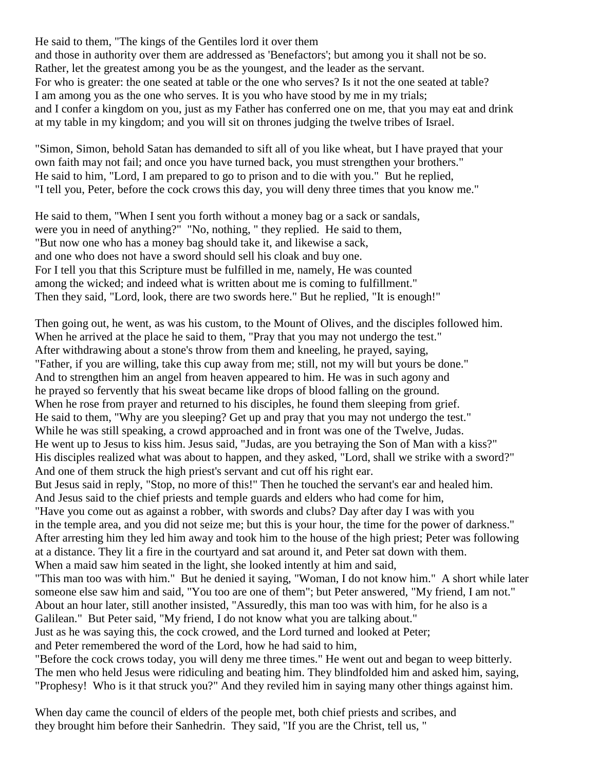He said to them, "The kings of the Gentiles lord it over them
and those in authority over them are addressed as 'Benefactors'; but among you it shall not be so.
Rather, let the greatest among you be as the youngest, and the leader as the servant.
For who is greater: the one seated at table or the one who serves? Is it not the one seated at table?
I am among you as the one who serves. It is you who have stood by me in my trials;
and I confer a kingdom on you, just as my Father has conferred one on me, that you may eat and drink
at my table in my kingdom; and you will sit on thrones judging the twelve tribes of Israel.

"Simon, Simon, behold Satan has demanded to sift all of you like wheat, but I have prayed that your
own faith may not fail; and once you have turned back, you must strengthen your brothers."
He said to him, "Lord, I am prepared to go to prison and to die with you." But he replied,
"I tell you, Peter, before the cock crows this day, you will deny three times that you know me."

He said to them, "When I sent you forth without a money bag or a sack or sandals,
were you in need of anything?" "No, nothing, " they replied. He said to them,
"But now one who has a money bag should take it, and likewise a sack,
and one who does not have a sword should sell his cloak and buy one.
For I tell you that this Scripture must be fulfilled in me, namely, He was counted
among the wicked; and indeed what is written about me is coming to fulfillment."
Then they said, "Lord, look, there are two swords here." But he replied, "It is enough!"

Then going out, he went, as was his custom, to the Mount of Olives, and the disciples followed him.
When he arrived at the place he said to them, "Pray that you may not undergo the test."
After withdrawing about a stone's throw from them and kneeling, he prayed, saying,
"Father, if you are willing, take this cup away from me; still, not my will but yours be done."
And to strengthen him an angel from heaven appeared to him. He was in such agony and
he prayed so fervently that his sweat became like drops of blood falling on the ground.
When he rose from prayer and returned to his disciples, he found them sleeping from grief.
He said to them, "Why are you sleeping? Get up and pray that you may not undergo the test."
While he was still speaking, a crowd approached and in front was one of the Twelve, Judas.
He went up to Jesus to kiss him. Jesus said, "Judas, are you betraying the Son of Man with a kiss?"
His disciples realized what was about to happen, and they asked, "Lord, shall we strike with a sword?"
And one of them struck the high priest's servant and cut off his right ear.
But Jesus said in reply, "Stop, no more of this!" Then he touched the servant's ear and healed him.
And Jesus said to the chief priests and temple guards and elders who had come for him,
"Have you come out as against a robber, with swords and clubs? Day after day I was with you
in the temple area, and you did not seize me; but this is your hour, the time for the power of darkness."
After arresting him they led him away and took him to the house of the high priest; Peter was following
at a distance. They lit a fire in the courtyard and sat around it, and Peter sat down with them.
When a maid saw him seated in the light, she looked intently at him and said,
"This man too was with him." But he denied it saying, "Woman, I do not know him." A short while later
someone else saw him and said, "You too are one of them"; but Peter answered, "My friend, I am not."
About an hour later, still another insisted, "Assuredly, this man too was with him, for he also is a
Galilean." But Peter said, "My friend, I do not know what you are talking about."
Just as he was saying this, the cock crowed, and the Lord turned and looked at Peter;
and Peter remembered the word of the Lord, how he had said to him,
"Before the cock crows today, you will deny me three times." He went out and began to weep bitterly.
The men who held Jesus were ridiculing and beating him. They blindfolded him and asked him, saying,
"Prophesy! Who is it that struck you?" And they reviled him in saying many other things against him.

When day came the council of elders of the people met, both chief priests and scribes, and
they brought him before their Sanhedrin. They said, "If you are the Christ, tell us, "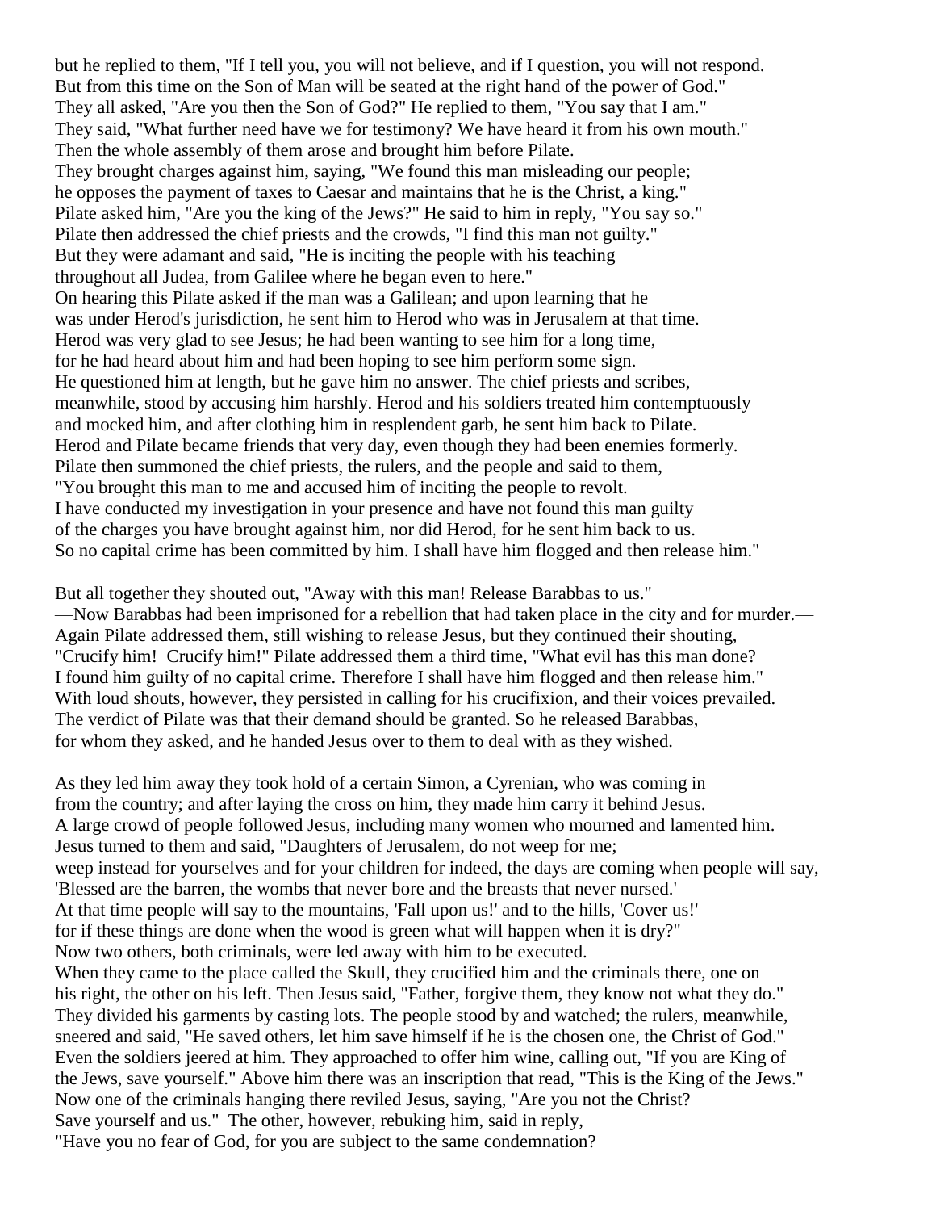but he replied to them, "If I tell you, you will not believe, and if I question, you will not respond.
But from this time on the Son of Man will be seated at the right hand of the power of God."
They all asked, "Are you then the Son of God?" He replied to them, "You say that I am."
They said, "What further need have we for testimony? We have heard it from his own mouth."
Then the whole assembly of them arose and brought him before Pilate.
They brought charges against him, saying, "We found this man misleading our people;
he opposes the payment of taxes to Caesar and maintains that he is the Christ, a king."
Pilate asked him, "Are you the king of the Jews?" He said to him in reply, "You say so."
Pilate then addressed the chief priests and the crowds, "I find this man not guilty."
But they were adamant and said, "He is inciting the people with his teaching
throughout all Judea, from Galilee where he began even to here."
On hearing this Pilate asked if the man was a Galilean; and upon learning that he
was under Herod's jurisdiction, he sent him to Herod who was in Jerusalem at that time.
Herod was very glad to see Jesus; he had been wanting to see him for a long time,
for he had heard about him and had been hoping to see him perform some sign.
He questioned him at length, but he gave him no answer. The chief priests and scribes,
meanwhile, stood by accusing him harshly. Herod and his soldiers treated him contemptuously
and mocked him, and after clothing him in resplendent garb, he sent him back to Pilate.
Herod and Pilate became friends that very day, even though they had been enemies formerly.
Pilate then summoned the chief priests, the rulers, and the people and said to them,
"You brought this man to me and accused him of inciting the people to revolt.
I have conducted my investigation in your presence and have not found this man guilty
of the charges you have brought against him, nor did Herod, for he sent him back to us.
So no capital crime has been committed by him. I shall have him flogged and then release him."

But all together they shouted out, "Away with this man! Release Barabbas to us."
—Now Barabbas had been imprisoned for a rebellion that had taken place in the city and for murder.—
Again Pilate addressed them, still wishing to release Jesus, but they continued their shouting,
"Crucify him! Crucify him!" Pilate addressed them a third time, "What evil has this man done?
I found him guilty of no capital crime. Therefore I shall have him flogged and then release him."
With loud shouts, however, they persisted in calling for his crucifixion, and their voices prevailed.
The verdict of Pilate was that their demand should be granted. So he released Barabbas,
for whom they asked, and he handed Jesus over to them to deal with as they wished.

As they led him away they took hold of a certain Simon, a Cyrenian, who was coming in
from the country; and after laying the cross on him, they made him carry it behind Jesus.
A large crowd of people followed Jesus, including many women who mourned and lamented him.
Jesus turned to them and said, "Daughters of Jerusalem, do not weep for me;
weep instead for yourselves and for your children for indeed, the days are coming when people will say,
'Blessed are the barren, the wombs that never bore and the breasts that never nursed.'
At that time people will say to the mountains, 'Fall upon us!' and to the hills, 'Cover us!'
for if these things are done when the wood is green what will happen when it is dry?"
Now two others, both criminals, were led away with him to be executed.
When they came to the place called the Skull, they crucified him and the criminals there, one on
his right, the other on his left. Then Jesus said, "Father, forgive them, they know not what they do."
They divided his garments by casting lots. The people stood by and watched; the rulers, meanwhile,
sneered and said, "He saved others, let him save himself if he is the chosen one, the Christ of God."
Even the soldiers jeered at him. They approached to offer him wine, calling out, "If you are King of
the Jews, save yourself." Above him there was an inscription that read, "This is the King of the Jews."
Now one of the criminals hanging there reviled Jesus, saying, "Are you not the Christ?
Save yourself and us." The other, however, rebuking him, said in reply,
"Have you no fear of God, for you are subject to the same condemnation?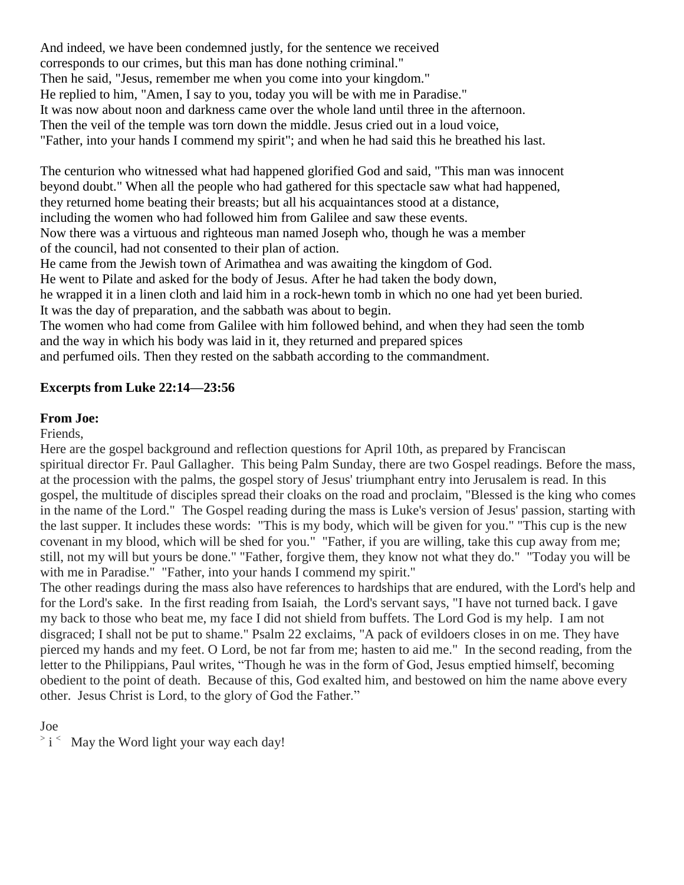And indeed, we have been condemned justly, for the sentence we received
corresponds to our crimes, but this man has done nothing criminal."
Then he said, "Jesus, remember me when you come into your kingdom."
He replied to him, "Amen, I say to you, today you will be with me in Paradise."
It was now about noon and darkness came over the whole land until three in the afternoon.
Then the veil of the temple was torn down the middle. Jesus cried out in a loud voice,
"Father, into your hands I commend my spirit"; and when he had said this he breathed his last.

The centurion who witnessed what had happened glorified God and said, "This man was innocent
beyond doubt." When all the people who had gathered for this spectacle saw what had happened,
they returned home beating their breasts; but all his acquaintances stood at a distance,
including the women who had followed him from Galilee and saw these events.
Now there was a virtuous and righteous man named Joseph who, though he was a member
of the council, had not consented to their plan of action.
He came from the Jewish town of Arimathea and was awaiting the kingdom of God.
He went to Pilate and asked for the body of Jesus. After he had taken the body down,
he wrapped it in a linen cloth and laid him in a rock-hewn tomb in which no one had yet been buried.
It was the day of preparation, and the sabbath was about to begin.
The women who had come from Galilee with him followed behind, and when they had seen the tomb
and the way in which his body was laid in it, they returned and prepared spices
and perfumed oils. Then they rested on the sabbath according to the commandment.

**Excerpts from Luke 22:14—23:56**

**From Joe:**

Friends,

Here are the gospel background and reflection questions for April 10th, as prepared by Franciscan spiritual director Fr. Paul Gallagher. This being Palm Sunday, there are two Gospel readings. Before the mass, at the procession with the palms, the gospel story of Jesus' triumphant entry into Jerusalem is read. In this gospel, the multitude of disciples spread their cloaks on the road and proclaim, "Blessed is the king who comes in the name of the Lord." The Gospel reading during the mass is Luke's version of Jesus' passion, starting with the last supper. It includes these words: "This is my body, which will be given for you." "This cup is the new covenant in my blood, which will be shed for you." "Father, if you are willing, take this cup away from me; still, not my will but yours be done." "Father, forgive them, they know not what they do." "Today you will be with me in Paradise." "Father, into your hands I commend my spirit."

The other readings during the mass also have references to hardships that are endured, with the Lord's help and for the Lord's sake. In the first reading from Isaiah, the Lord's servant says, "I have not turned back. I gave my back to those who beat me, my face I did not shield from buffets. The Lord God is my help. I am not disgraced; I shall not be put to shame." Psalm 22 exclaims, "A pack of evildoers closes in on me. They have pierced my hands and my feet. O Lord, be not far from me; hasten to aid me." In the second reading, from the letter to the Philippians, Paul writes, "Though he was in the form of God, Jesus emptied himself, becoming obedient to the point of death. Because of this, God exalted him, and bestowed on him the name above every other. Jesus Christ is Lord, to the glory of God the Father."

Joe

> i < May the Word light your way each day!